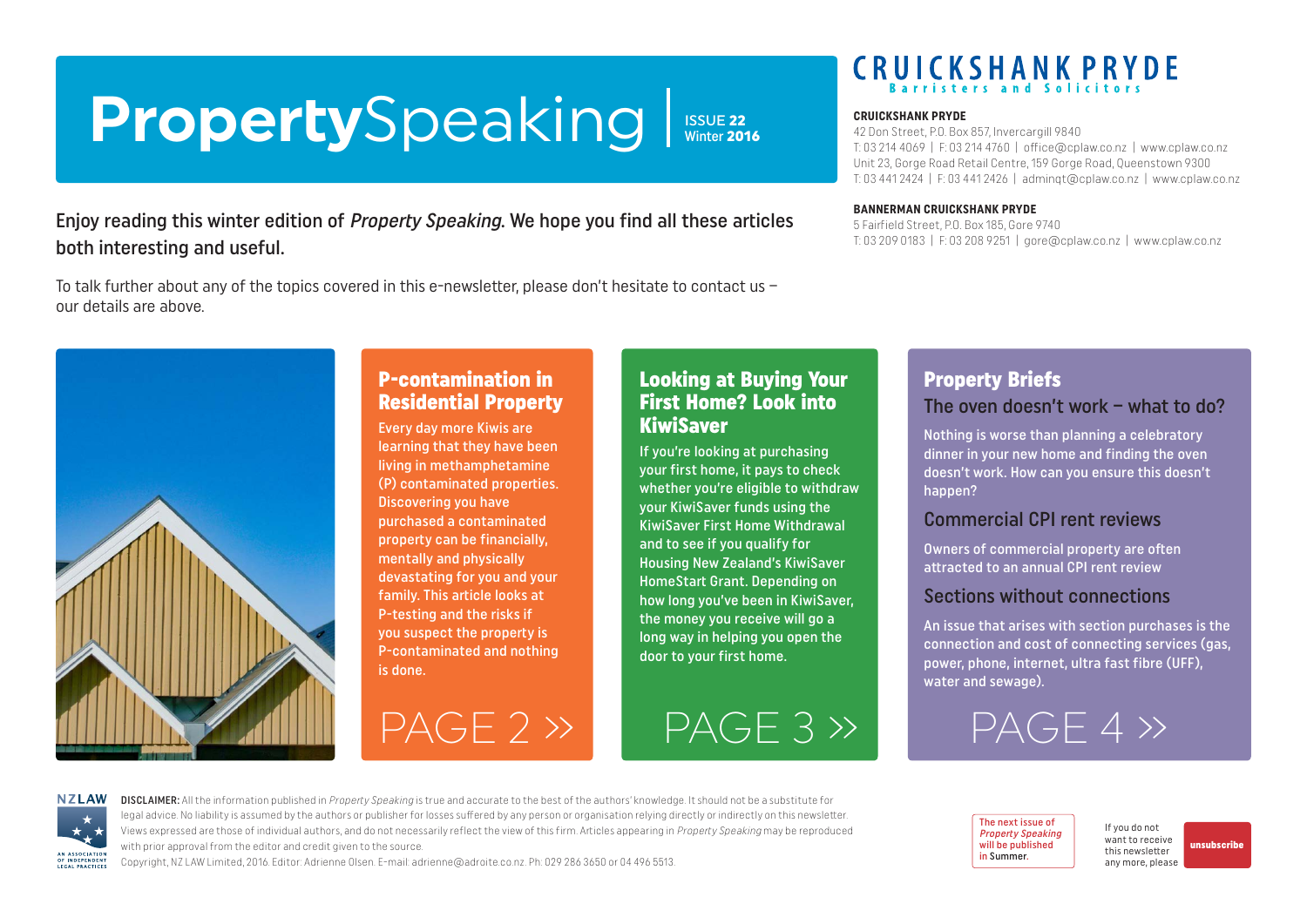# **Property**Speaking

ISSUE **22**
Winter **2016**

**CRUICKSHANK PRYDE**
Barristers and Solicitors

**CRUICKSHANK PRYDE**
42 Don Street, P.O. Box 857, Invercargill 9840
T: 03 214 4069 | F: 03 214 4760 | office@cplaw.co.nz | www.cplaw.co.nz
Unit 23, Gorge Road Retail Centre, 159 Gorge Road, Queenstown 9300
T: 03 441 2424 | F: 03 441 2426 | adminqt@cplaw.co.nz | www.cplaw.co.nz

**BANNERMAN CRUICKSHANK PRYDE**
5 Fairfield Street, P.O. Box 185, Gore 9740
T: 03 209 0183 | F: 03 208 9251 | gore@cplaw.co.nz | www.cplaw.co.nz

Enjoy reading this winter edition of *Property Speaking*. We hope you find all these articles both interesting and useful.

To talk further about any of the topics covered in this e-newsletter, please don't hesitate to contact us – our details are above.

## P-contamination in Residential Property

Every day more Kiwis are learning that they have been living in methamphetamine (P) contaminated properties. Discovering you have purchased a contaminated property can be financially, mentally and physically devastating for you and your family. This article looks at P-testing and the risks if you suspect the property is P-contaminated and nothing is done.

PAGE 2 »

## Looking at Buying Your First Home? Look into KiwiSaver

If you're looking at purchasing your first home, it pays to check whether you're eligible to withdraw your KiwiSaver funds using the KiwiSaver First Home Withdrawal and to see if you qualify for Housing New Zealand's KiwiSaver HomeStart Grant. Depending on how long you've been in KiwiSaver, the money you receive will go a long way in helping you open the door to your first home.

PAGE 3 »

## Property Briefs

### The oven doesn't work – what to do?

Nothing is worse than planning a celebratory dinner in your new home and finding the oven doesn't work. How can you ensure this doesn't happen?

### Commercial CPI rent reviews

Owners of commercial property are often attracted to an annual CPI rent review

### Sections without connections

An issue that arises with section purchases is the connection and cost of connecting services (gas, power, phone, internet, ultra fast fibre (UFF), water and sewage).

PAGE 4 »

NZLAW
AN ASSOCIATION OF INDEPENDENT LEGAL PRACTICES

**DISCLAIMER:** All the information published in *Property Speaking* is true and accurate to the best of the authors' knowledge. It should not be a substitute for legal advice. No liability is assumed by the authors or publisher for losses suffered by any person or organisation relying directly or indirectly on this newsletter. Views expressed are those of individual authors, and do not necessarily reflect the view of this firm. Articles appearing in *Property Speaking* may be reproduced with prior approval from the editor and credit given to the source.
Copyright, NZ LAW Limited, 2016. Editor: Adrienne Olsen. E-mail: adrienne@adroite.co.nz. Ph: 029 286 3650 or 04 496 5513.

The next issue of *Property Speaking* will be published in Summer.

If you do not want to receive this newsletter any more, please **unsubscribe**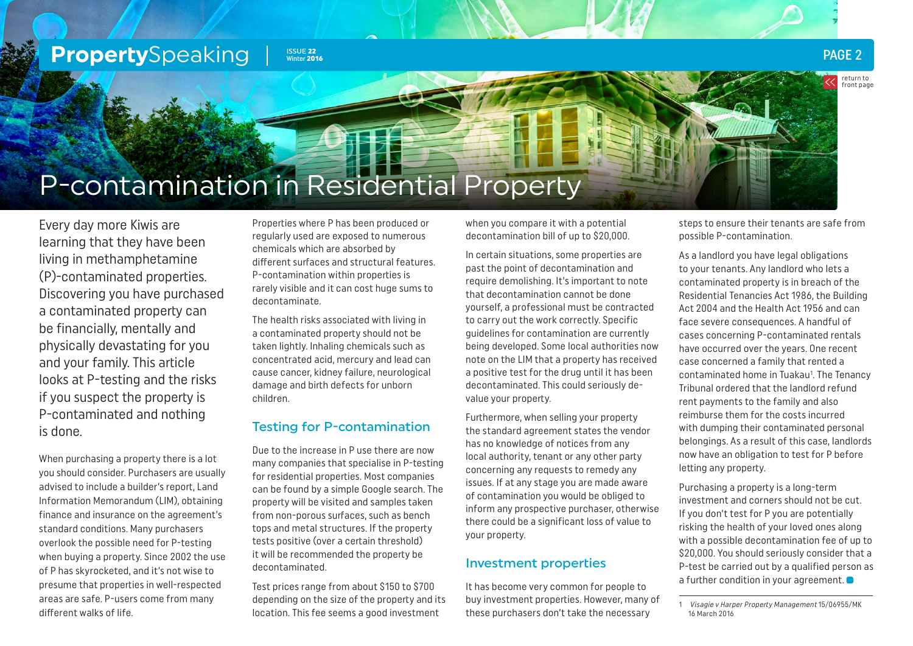# P-contamination in Residential Property

Every day more Kiwis are learning that they have been living in methamphetamine (P)-contaminated properties. Discovering you have purchased a contaminated property can be financially, mentally and physically devastating for you and your family. This article looks at P-testing and the risks if you suspect the property is P-contaminated and nothing is done.

When purchasing a property there is a lot you should consider. Purchasers are usually advised to include a builder's report, Land Information Memorandum (LIM), obtaining finance and insurance on the agreement's standard conditions. Many purchasers overlook the possible need for P-testing when buying a property. Since 2002 the use of P has skyrocketed, and it's not wise to presume that properties in well-respected areas are safe. P-users come from many different walks of life.

Properties where P has been produced or regularly used are exposed to numerous chemicals which are absorbed by different surfaces and structural features. P-contamination within properties is rarely visible and it can cost huge sums to decontaminate.

The health risks associated with living in a contaminated property should not be taken lightly. Inhaling chemicals such as concentrated acid, mercury and lead can cause cancer, kidney failure, neurological damage and birth defects for unborn children.

## Testing for P-contamination

Due to the increase in P use there are now many companies that specialise in P-testing for residential properties. Most companies can be found by a simple Google search. The property will be visited and samples taken from non-porous surfaces, such as bench tops and metal structures. If the property tests positive (over a certain threshold) it will be recommended the property be decontaminated.

Test prices range from about $150 to $700 depending on the size of the property and its location. This fee seems a good investment when you compare it with a potential decontamination bill of up to $20,000.

In certain situations, some properties are past the point of decontamination and require demolishing. It's important to note that decontamination cannot be done yourself, a professional must be contracted to carry out the work correctly. Specific guidelines for contamination are currently being developed. Some local authorities now note on the LIM that a property has received a positive test for the drug until it has been decontaminated. This could seriously de-value your property.

Furthermore, when selling your property the standard agreement states the vendor has no knowledge of notices from any local authority, tenant or any other party concerning any requests to remedy any issues. If at any stage you are made aware of contamination you would be obliged to inform any prospective purchaser, otherwise there could be a significant loss of value to your property.

## Investment properties

It has become very common for people to buy investment properties. However, many of these purchasers don't take the necessary steps to ensure their tenants are safe from possible P-contamination.

As a landlord you have legal obligations to your tenants. Any landlord who lets a contaminated property is in breach of the Residential Tenancies Act 1986, the Building Act 2004 and the Health Act 1956 and can face severe consequences. A handful of cases concerning P-contaminated rentals have occurred over the years. One recent case concerned a family that rented a contaminated home in Tuakau[1]. The Tenancy Tribunal ordered that the landlord refund rent payments to the family and also reimburse them for the costs incurred with dumping their contaminated personal belongings. As a result of this case, landlords now have an obligation to test for P before letting any property.

Purchasing a property is a long-term investment and corners should not be cut. If you don't test for P you are potentially risking the health of your loved ones along with a possible decontamination fee of up to $20,000. You should seriously consider that a P-test be carried out by a qualified person as a further condition in your agreement.

---

1 *Visagie v Harper Property Management* 15/06955/MK 16 March 2016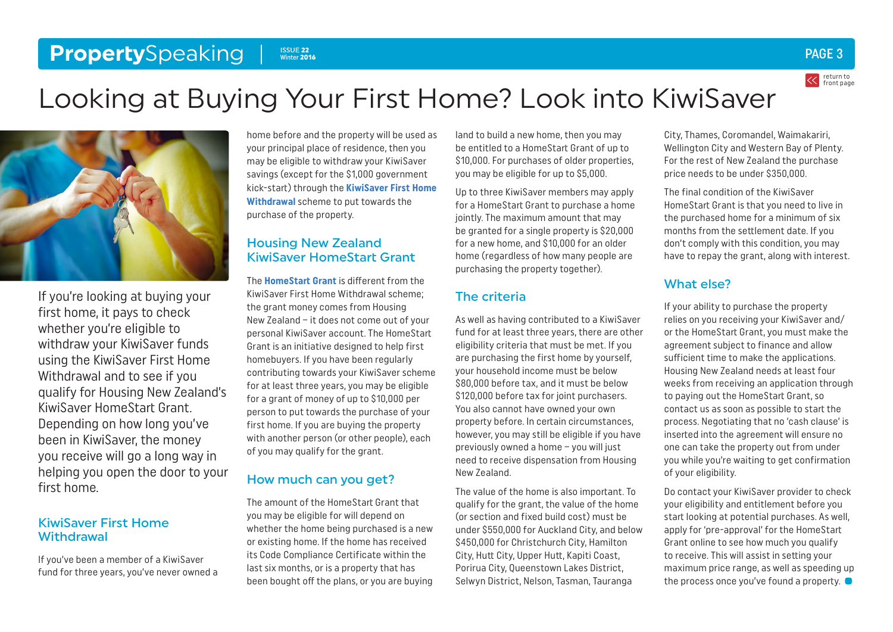# Looking at Buying Your First Home? Look into KiwiSaver

If you're looking at buying your first home, it pays to check whether you're eligible to withdraw your KiwiSaver funds using the KiwiSaver First Home Withdrawal and to see if you qualify for Housing New Zealand's KiwiSaver HomeStart Grant. Depending on how long you've been in KiwiSaver, the money you receive will go a long way in helping you open the door to your first home.

## KiwiSaver First Home Withdrawal

If you've been a member of a KiwiSaver fund for three years, you've never owned a home before and the property will be used as your principal place of residence, then you may be eligible to withdraw your KiwiSaver savings (except for the $1,000 government kick-start) through the **KiwiSaver First Home Withdrawal** scheme to put towards the purchase of the property.

## Housing New Zealand KiwiSaver HomeStart Grant

The **HomeStart Grant** is different from the KiwiSaver First Home Withdrawal scheme; the grant money comes from Housing New Zealand – it does not come out of your personal KiwiSaver account. The HomeStart Grant is an initiative designed to help first homebuyers. If you have been regularly contributing towards your KiwiSaver scheme for at least three years, you may be eligible for a grant of money of up to $10,000 per person to put towards the purchase of your first home. If you are buying the property with another person (or other people), each of you may qualify for the grant.

## How much can you get?

The amount of the HomeStart Grant that you may be eligible for will depend on whether the home being purchased is a new or existing home. If the home has received its Code Compliance Certificate within the last six months, or is a property that has been bought off the plans, or you are buying land to build a new home, then you may be entitled to a HomeStart Grant of up to $10,000. For purchases of older properties, you may be eligible for up to $5,000.

Up to three KiwiSaver members may apply for a HomeStart Grant to purchase a home jointly. The maximum amount that may be granted for a single property is $20,000 for a new home, and $10,000 for an older home (regardless of how many people are purchasing the property together).

## The criteria

As well as having contributed to a KiwiSaver fund for at least three years, there are other eligibility criteria that must be met. If you are purchasing the first home by yourself, your household income must be below $80,000 before tax, and it must be below $120,000 before tax for joint purchasers. You also cannot have owned your own property before. In certain circumstances, however, you may still be eligible if you have previously owned a home – you will just need to receive dispensation from Housing New Zealand.

The value of the home is also important. To qualify for the grant, the value of the home (or section and fixed build cost) must be under $550,000 for Auckland City, and below $450,000 for Christchurch City, Hamilton City, Hutt City, Upper Hutt, Kapiti Coast, Porirua City, Queenstown Lakes District, Selwyn District, Nelson, Tasman, Tauranga City, Thames, Coromandel, Waimakariri, Wellington City and Western Bay of Plenty. For the rest of New Zealand the purchase price needs to be under $350,000.

The final condition of the KiwiSaver HomeStart Grant is that you need to live in the purchased home for a minimum of six months from the settlement date. If you don't comply with this condition, you may have to repay the grant, along with interest.

## What else?

If your ability to purchase the property relies on you receiving your KiwiSaver and/or the HomeStart Grant, you must make the agreement subject to finance and allow sufficient time to make the applications. Housing New Zealand needs at least four weeks from receiving an application through to paying out the HomeStart Grant, so contact us as soon as possible to start the process. Negotiating that no 'cash clause' is inserted into the agreement will ensure no one can take the property out from under you while you're waiting to get confirmation of your eligibility.

Do contact your KiwiSaver provider to check your eligibility and entitlement before you start looking at potential purchases. As well, apply for 'pre-approval' for the HomeStart Grant online to see how much you qualify to receive. This will assist in setting your maximum price range, as well as speeding up the process once you've found a property.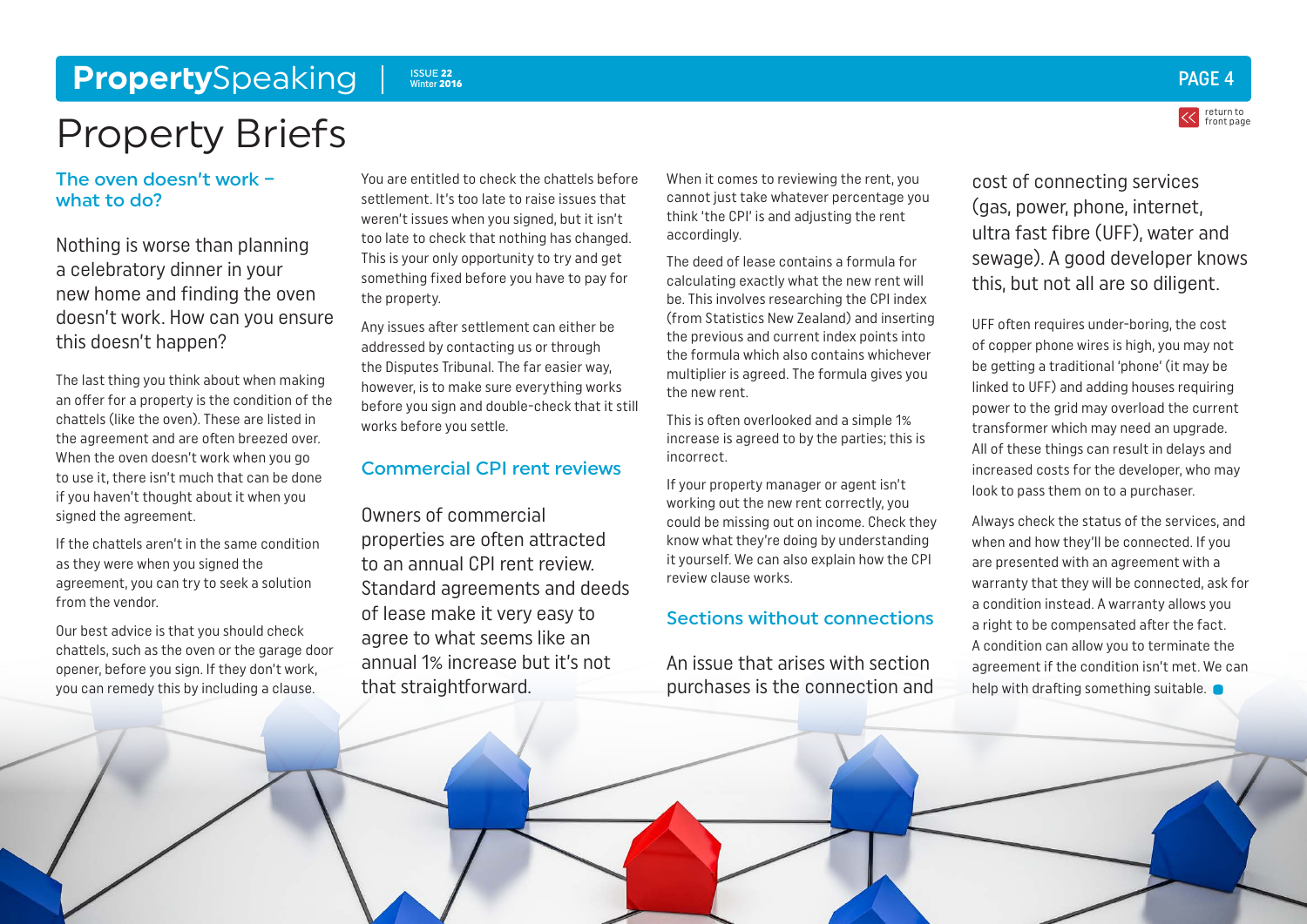# Property Briefs

## The oven doesn't work – what to do?

Nothing is worse than planning a celebratory dinner in your new home and finding the oven doesn't work. How can you ensure this doesn't happen?

The last thing you think about when making an offer for a property is the condition of the chattels (like the oven). These are listed in the agreement and are often breezed over. When the oven doesn't work when you go to use it, there isn't much that can be done if you haven't thought about it when you signed the agreement.

If the chattels aren't in the same condition as they were when you signed the agreement, you can try to seek a solution from the vendor.

Our best advice is that you should check chattels, such as the oven or the garage door opener, before you sign. If they don't work, you can remedy this by including a clause.

You are entitled to check the chattels before settlement. It's too late to raise issues that weren't issues when you signed, but it isn't too late to check that nothing has changed. This is your only opportunity to try and get something fixed before you have to pay for the property.

Any issues after settlement can either be addressed by contacting us or through the Disputes Tribunal. The far easier way, however, is to make sure everything works before you sign and double-check that it still works before you settle.

## Commercial CPI rent reviews

Owners of commercial properties are often attracted to an annual CPI rent review. Standard agreements and deeds of lease make it very easy to agree to what seems like an annual 1% increase but it's not that straightforward.

When it comes to reviewing the rent, you cannot just take whatever percentage you think 'the CPI' is and adjusting the rent accordingly.

The deed of lease contains a formula for calculating exactly what the new rent will be. This involves researching the CPI index (from Statistics New Zealand) and inserting the previous and current index points into the formula which also contains whichever multiplier is agreed. The formula gives you the new rent.

This is often overlooked and a simple 1% increase is agreed to by the parties; this is incorrect.

If your property manager or agent isn't working out the new rent correctly, you could be missing out on income. Check they know what they're doing by understanding it yourself. We can also explain how the CPI review clause works.

## Sections without connections

An issue that arises with section purchases is the connection and cost of connecting services (gas, power, phone, internet, ultra fast fibre (UFF), water and sewage). A good developer knows this, but not all are so diligent.

UFF often requires under-boring, the cost of copper phone wires is high, you may not be getting a traditional 'phone' (it may be linked to UFF) and adding houses requiring power to the grid may overload the current transformer which may need an upgrade. All of these things can result in delays and increased costs for the developer, who may look to pass them on to a purchaser.

Always check the status of the services, and when and how they'll be connected. If you are presented with an agreement with a warranty that they will be connected, ask for a condition instead. A warranty allows you a right to be compensated after the fact. A condition can allow you to terminate the agreement if the condition isn't met. We can help with drafting something suitable.